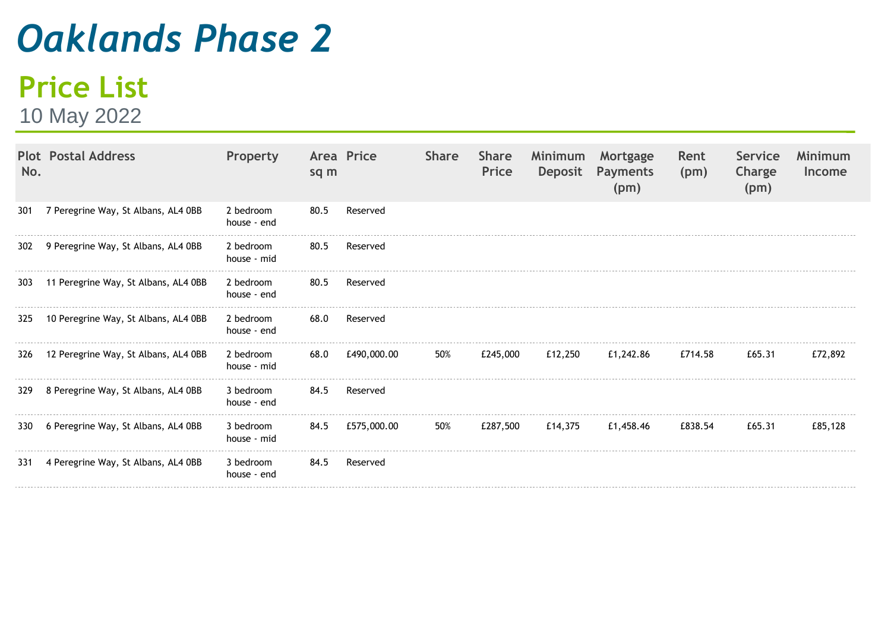# Oaklands Phase 2

## Price List

10 May 2022

| Plot No. | Postal Address | Property | Area sq m | Price | Share | Share Price | Minimum Deposit | Mortgage Payments (pm) | Rent (pm) | Service Charge (pm) | Minimum Income |
|---|---|---|---|---|---|---|---|---|---|---|---|
| 301 | 7 Peregrine Way, St Albans, AL4 0BB | 2 bedroom house - end | 80.5 | Reserved | | | | | | | |
| 302 | 9 Peregrine Way, St Albans, AL4 0BB | 2 bedroom house - mid | 80.5 | Reserved | | | | | | | |
| 303 | 11 Peregrine Way, St Albans, AL4 0BB | 2 bedroom house - end | 80.5 | Reserved | | | | | | | |
| 325 | 10 Peregrine Way, St Albans, AL4 0BB | 2 bedroom house - end | 68.0 | Reserved | | | | | | | |
| 326 | 12 Peregrine Way, St Albans, AL4 0BB | 2 bedroom house - mid | 68.0 | £490,000.00 | 50% | £245,000 | £12,250 | £1,242.86 | £714.58 | £65.31 | £72,892 |
| 329 | 8 Peregrine Way, St Albans, AL4 0BB | 3 bedroom house - end | 84.5 | Reserved | | | | | | | |
| 330 | 6 Peregrine Way, St Albans, AL4 0BB | 3 bedroom house - mid | 84.5 | £575,000.00 | 50% | £287,500 | £14,375 | £1,458.46 | £838.54 | £65.31 | £85,128 |
| 331 | 4 Peregrine Way, St Albans, AL4 0BB | 3 bedroom house - end | 84.5 | Reserved | | | | | | | |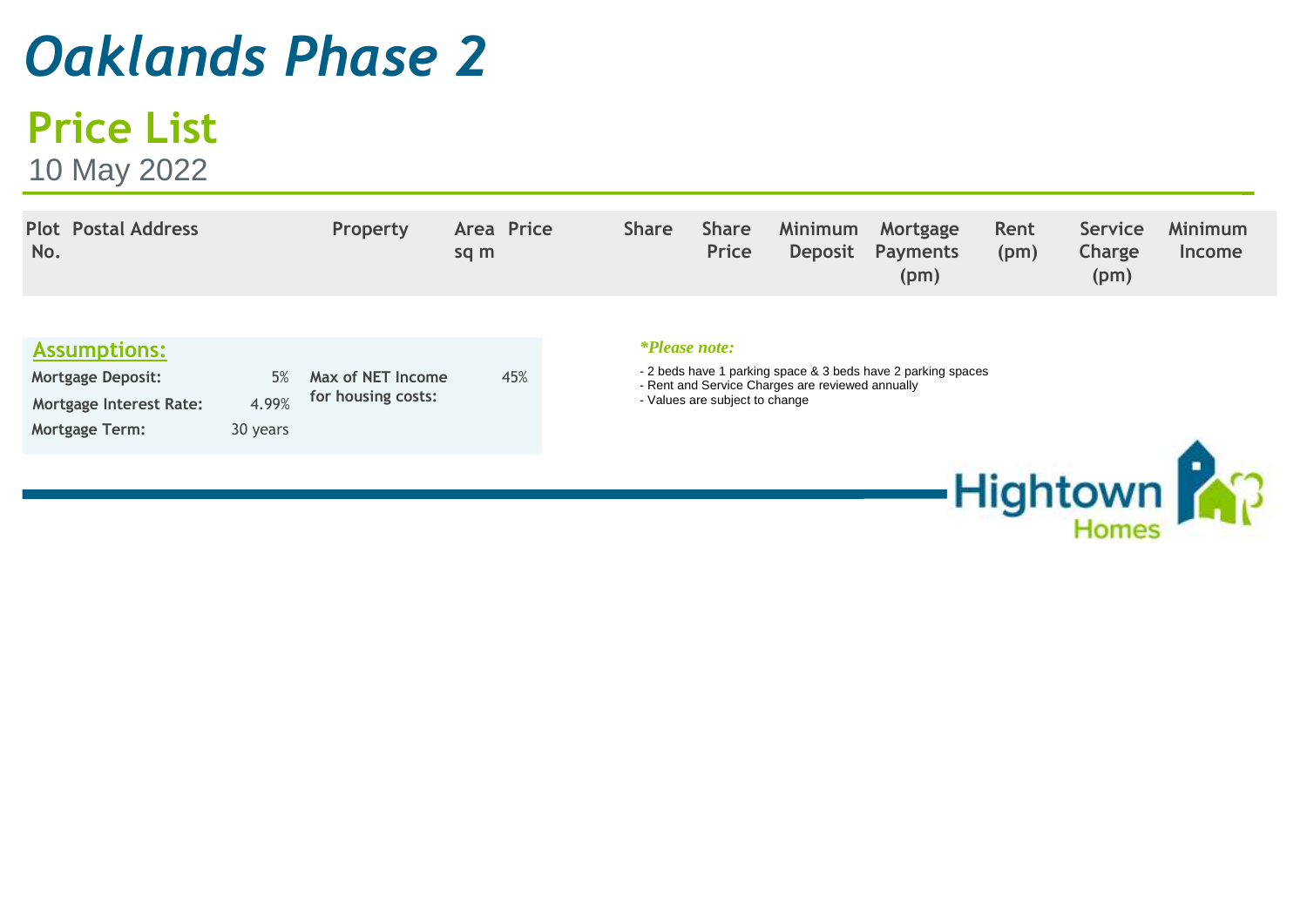# *Oaklands Phase 2*

## Price List

10 May 2022

| Plot No. | Postal Address | Property | Area sq m | Price | Share | Share Price | Minimum Deposit | Mortgage Payments (pm) | Rent (pm) | Service Charge (pm) | Minimum Income |
|---|---|---|---|---|---|---|---|---|---|---|---|

**Assumptions:**

| | | | |
|---|---|---|---|
| **Mortgage Deposit:** | 5% | **Max of NET Income for housing costs:** | 45% |
| **Mortgage Interest Rate:** | 4.99% | | |
| **Mortgage Term:** | 30 years | | |

***Please note:***

- 2 beds have 1 parking space & 3 beds have 2 parking spaces
- Rent and Service Charges are reviewed annually
- Values are subject to change

Hightown Homes